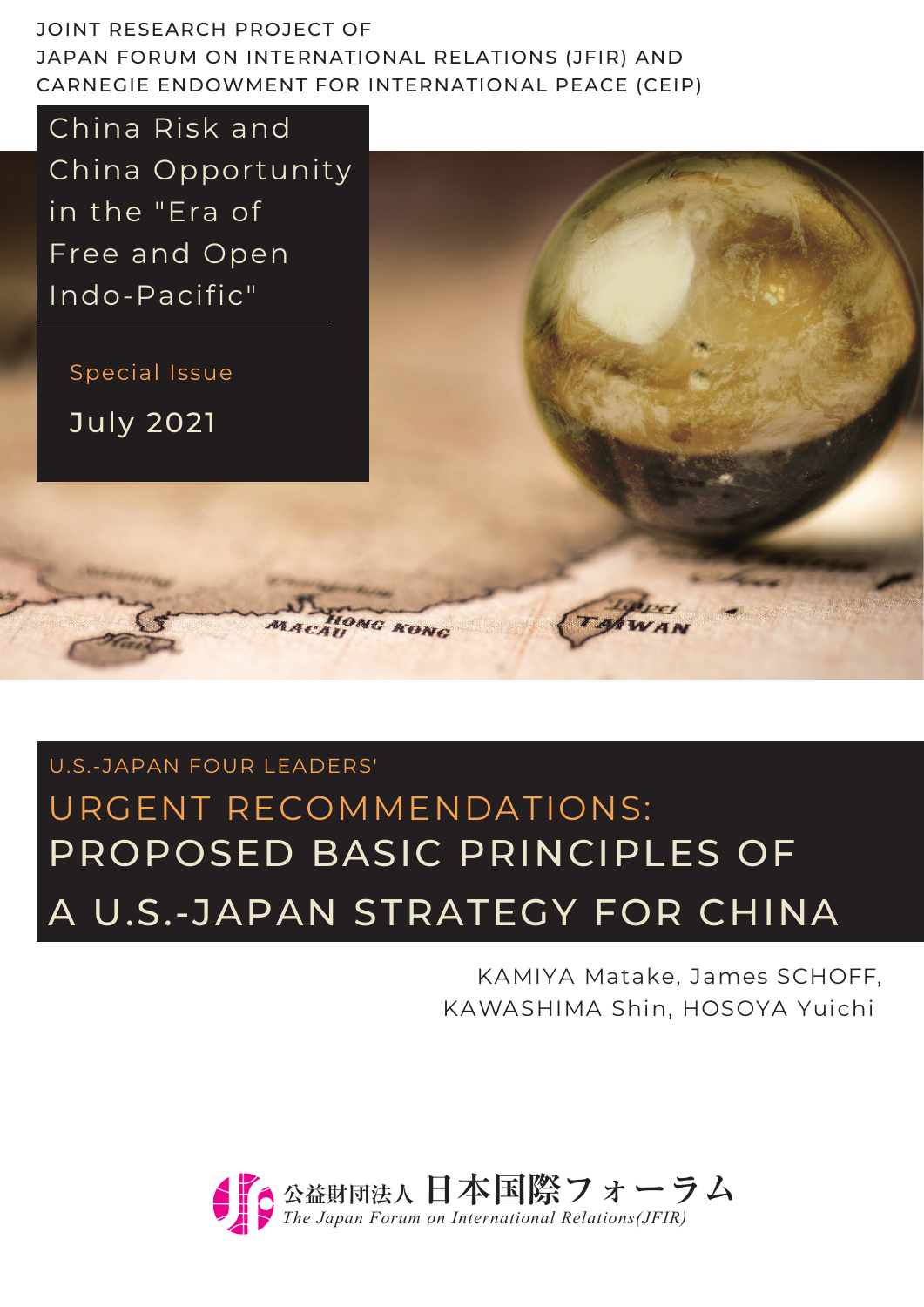JOINT RESEARCH PROJECT OF
JAPAN FORUM ON INTERNATIONAL RELATIONS (JFIR) AND
CARNEGIE ENDOWMENT FOR INTERNATIONAL PEACE (CEIP)

# China Risk and China Opportunity in the "Era of Free and Open Indo-Pacific"

Special Issue

July 2021

U.S.-JAPAN FOUR LEADERS'

# URGENT RECOMMENDATIONS: PROPOSED BASIC PRINCIPLES OF A U.S.-JAPAN STRATEGY FOR CHINA

KAMIYA Matake, James SCHOFF,
KAWASHIMA Shin, HOSOYA Yuichi

公益財団法人 日本国際フォーラム
*The Japan Forum on International Relations(JFIR)*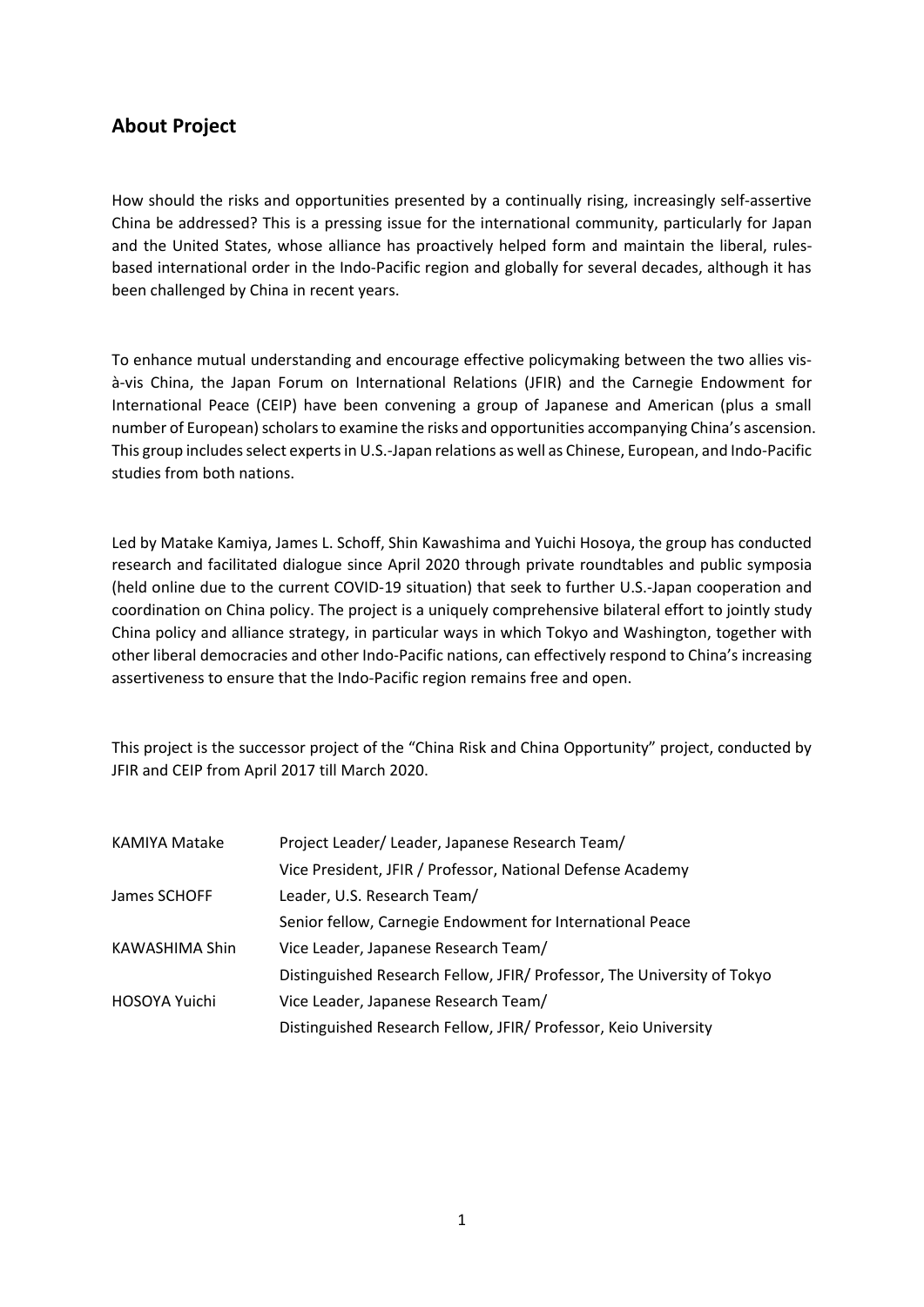## About Project

How should the risks and opportunities presented by a continually rising, increasingly self-assertive China be addressed? This is a pressing issue for the international community, particularly for Japan and the United States, whose alliance has proactively helped form and maintain the liberal, rules-based international order in the Indo-Pacific region and globally for several decades, although it has been challenged by China in recent years.

To enhance mutual understanding and encourage effective policymaking between the two allies vis-à-vis China, the Japan Forum on International Relations (JFIR) and the Carnegie Endowment for International Peace (CEIP) have been convening a group of Japanese and American (plus a small number of European) scholars to examine the risks and opportunities accompanying China's ascension. This group includes select experts in U.S.-Japan relations as well as Chinese, European, and Indo-Pacific studies from both nations.

Led by Matake Kamiya, James L. Schoff, Shin Kawashima and Yuichi Hosoya, the group has conducted research and facilitated dialogue since April 2020 through private roundtables and public symposia (held online due to the current COVID-19 situation) that seek to further U.S.-Japan cooperation and coordination on China policy. The project is a uniquely comprehensive bilateral effort to jointly study China policy and alliance strategy, in particular ways in which Tokyo and Washington, together with other liberal democracies and other Indo-Pacific nations, can effectively respond to China's increasing assertiveness to ensure that the Indo-Pacific region remains free and open.

This project is the successor project of the "China Risk and China Opportunity" project, conducted by JFIR and CEIP from April 2017 till March 2020.

| | |
|---|---|
| KAMIYA Matake | Project Leader/ Leader, Japanese Research Team/ Vice President, JFIR / Professor, National Defense Academy |
| James SCHOFF | Leader, U.S. Research Team/ Senior fellow, Carnegie Endowment for International Peace |
| KAWASHIMA Shin | Vice Leader, Japanese Research Team/ Distinguished Research Fellow, JFIR/ Professor, The University of Tokyo |
| HOSOYA Yuichi | Vice Leader, Japanese Research Team/ Distinguished Research Fellow, JFIR/ Professor, Keio University |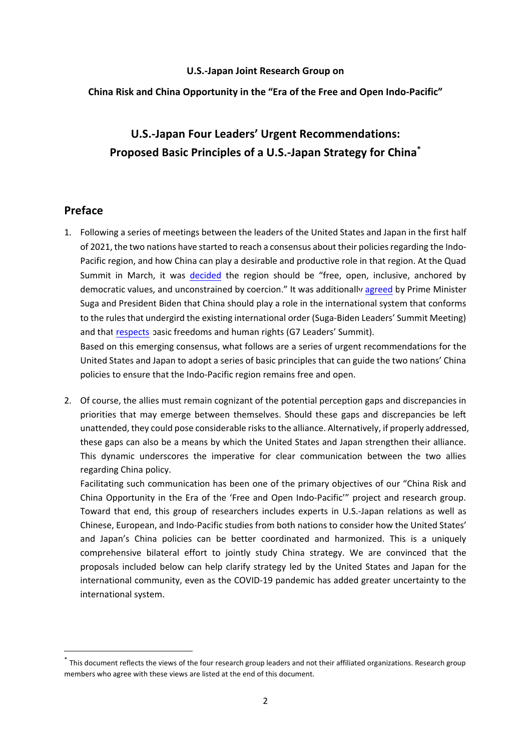**U.S.-Japan Joint Research Group on**

**China Risk and China Opportunity in the "Era of the Free and Open Indo-Pacific"**

# U.S.-Japan Four Leaders' Urgent Recommendations: Proposed Basic Principles of a U.S.-Japan Strategy for China[*]

## Preface

1. Following a series of meetings between the leaders of the United States and Japan in the first half of 2021, the two nations have started to reach a consensus about their policies regarding the Indo-Pacific region, and how China can play a desirable and productive role in that region. At the Quad Summit in March, it was decided the region should be "free, open, inclusive, anchored by democratic values, and unconstrained by coercion." It was additionally agreed by Prime Minister Suga and President Biden that China should play a role in the international system that conforms to the rules that undergird the existing international order (Suga-Biden Leaders' Summit Meeting) and that respects basic freedoms and human rights (G7 Leaders' Summit).

   Based on this emerging consensus, what follows are a series of urgent recommendations for the United States and Japan to adopt a series of basic principles that can guide the two nations' China policies to ensure that the Indo-Pacific region remains free and open.

2. Of course, the allies must remain cognizant of the potential perception gaps and discrepancies in priorities that may emerge between themselves. Should these gaps and discrepancies be left unattended, they could pose considerable risks to the alliance. Alternatively, if properly addressed, these gaps can also be a means by which the United States and Japan strengthen their alliance. This dynamic underscores the imperative for clear communication between the two allies regarding China policy.

   Facilitating such communication has been one of the primary objectives of our "China Risk and China Opportunity in the Era of the 'Free and Open Indo-Pacific'" project and research group. Toward that end, this group of researchers includes experts in U.S.-Japan relations as well as Chinese, European, and Indo-Pacific studies from both nations to consider how the United States' and Japan's China policies can be better coordinated and harmonized. This is a uniquely comprehensive bilateral effort to jointly study China strategy. We are convinced that the proposals included below can help clarify strategy led by the United States and Japan for the international community, even as the COVID-19 pandemic has added greater uncertainty to the international system.

[*] This document reflects the views of the four research group leaders and not their affiliated organizations. Research group members who agree with these views are listed at the end of this document.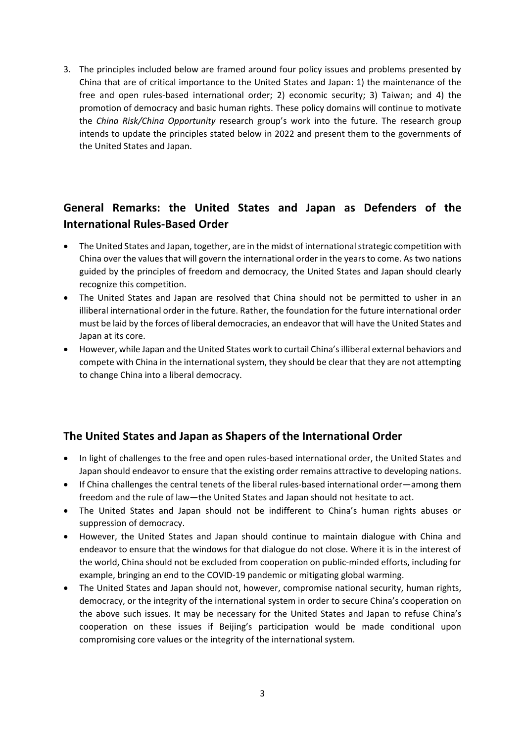3. The principles included below are framed around four policy issues and problems presented by China that are of critical importance to the United States and Japan: 1) the maintenance of the free and open rules-based international order; 2) economic security; 3) Taiwan; and 4) the promotion of democracy and basic human rights. These policy domains will continue to motivate the *China Risk/China Opportunity* research group's work into the future. The research group intends to update the principles stated below in 2022 and present them to the governments of the United States and Japan.

## General Remarks: the United States and Japan as Defenders of the International Rules-Based Order

- The United States and Japan, together, are in the midst of international strategic competition with China over the values that will govern the international order in the years to come. As two nations guided by the principles of freedom and democracy, the United States and Japan should clearly recognize this competition.
- The United States and Japan are resolved that China should not be permitted to usher in an illiberal international order in the future. Rather, the foundation for the future international order must be laid by the forces of liberal democracies, an endeavor that will have the United States and Japan at its core.
- However, while Japan and the United States work to curtail China's illiberal external behaviors and compete with China in the international system, they should be clear that they are not attempting to change China into a liberal democracy.

## The United States and Japan as Shapers of the International Order

- In light of challenges to the free and open rules-based international order, the United States and Japan should endeavor to ensure that the existing order remains attractive to developing nations.
- If China challenges the central tenets of the liberal rules-based international order—among them freedom and the rule of law—the United States and Japan should not hesitate to act.
- The United States and Japan should not be indifferent to China's human rights abuses or suppression of democracy.
- However, the United States and Japan should continue to maintain dialogue with China and endeavor to ensure that the windows for that dialogue do not close. Where it is in the interest of the world, China should not be excluded from cooperation on public-minded efforts, including for example, bringing an end to the COVID-19 pandemic or mitigating global warming.
- The United States and Japan should not, however, compromise national security, human rights, democracy, or the integrity of the international system in order to secure China's cooperation on the above such issues. It may be necessary for the United States and Japan to refuse China's cooperation on these issues if Beijing's participation would be made conditional upon compromising core values or the integrity of the international system.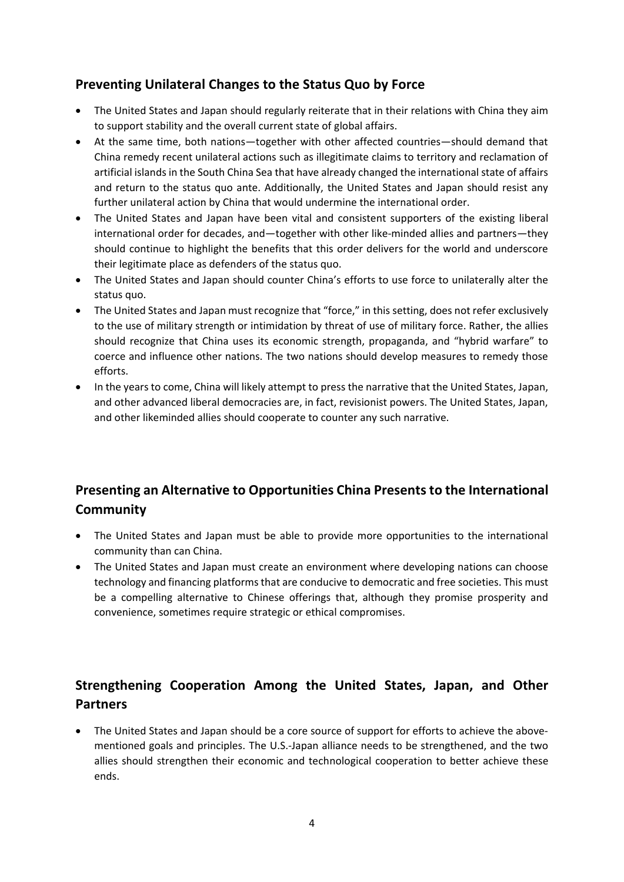## Preventing Unilateral Changes to the Status Quo by Force

- The United States and Japan should regularly reiterate that in their relations with China they aim to support stability and the overall current state of global affairs.
- At the same time, both nations—together with other affected countries—should demand that China remedy recent unilateral actions such as illegitimate claims to territory and reclamation of artificial islands in the South China Sea that have already changed the international state of affairs and return to the status quo ante. Additionally, the United States and Japan should resist any further unilateral action by China that would undermine the international order.
- The United States and Japan have been vital and consistent supporters of the existing liberal international order for decades, and—together with other like-minded allies and partners—they should continue to highlight the benefits that this order delivers for the world and underscore their legitimate place as defenders of the status quo.
- The United States and Japan should counter China's efforts to use force to unilaterally alter the status quo.
- The United States and Japan must recognize that "force," in this setting, does not refer exclusively to the use of military strength or intimidation by threat of use of military force. Rather, the allies should recognize that China uses its economic strength, propaganda, and "hybrid warfare" to coerce and influence other nations. The two nations should develop measures to remedy those efforts.
- In the years to come, China will likely attempt to press the narrative that the United States, Japan, and other advanced liberal democracies are, in fact, revisionist powers. The United States, Japan, and other likeminded allies should cooperate to counter any such narrative.

## Presenting an Alternative to Opportunities China Presents to the International Community

- The United States and Japan must be able to provide more opportunities to the international community than can China.
- The United States and Japan must create an environment where developing nations can choose technology and financing platforms that are conducive to democratic and free societies. This must be a compelling alternative to Chinese offerings that, although they promise prosperity and convenience, sometimes require strategic or ethical compromises.

## Strengthening Cooperation Among the United States, Japan, and Other Partners

- The United States and Japan should be a core source of support for efforts to achieve the above-mentioned goals and principles. The U.S.-Japan alliance needs to be strengthened, and the two allies should strengthen their economic and technological cooperation to better achieve these ends.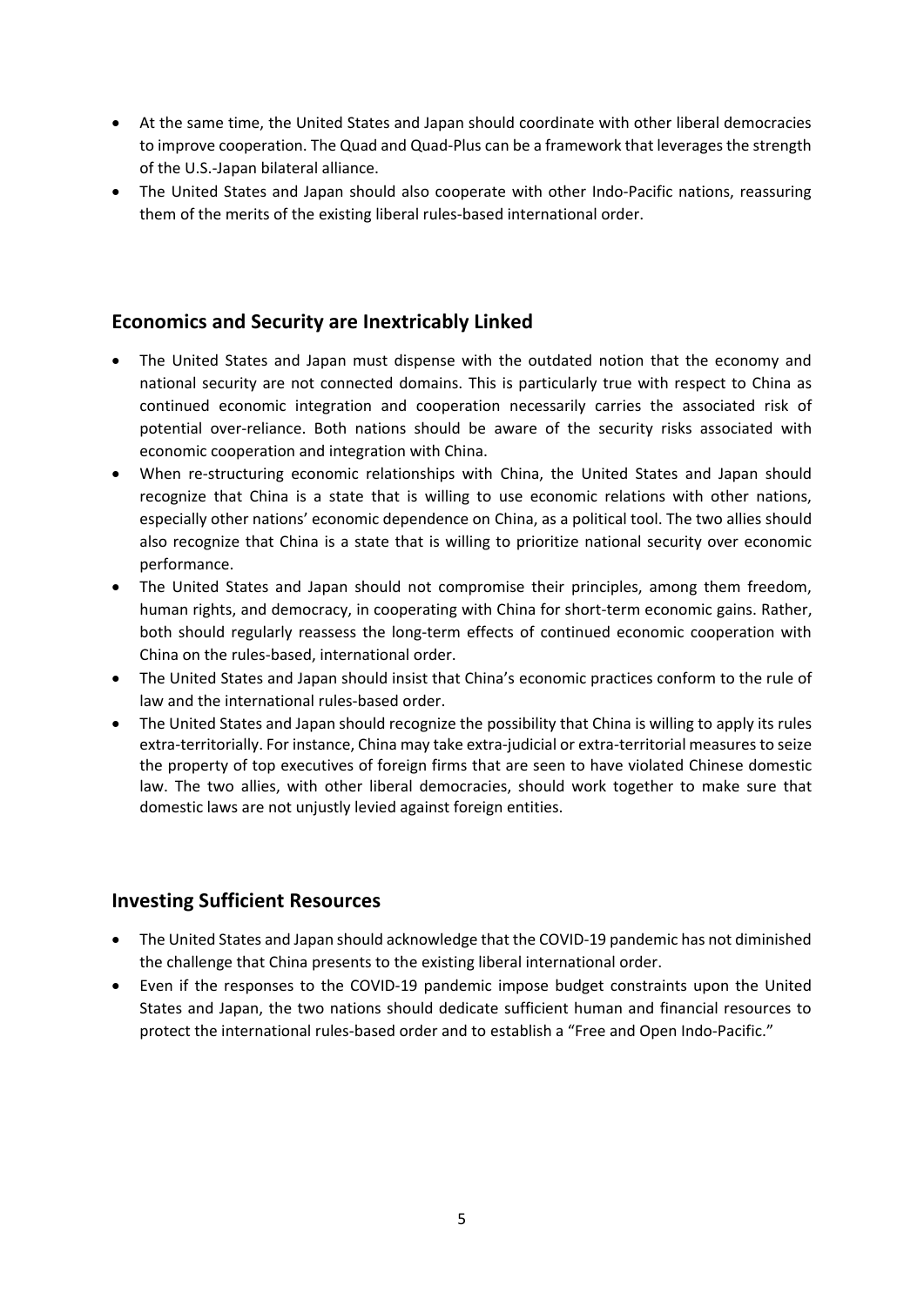- At the same time, the United States and Japan should coordinate with other liberal democracies to improve cooperation. The Quad and Quad-Plus can be a framework that leverages the strength of the U.S.-Japan bilateral alliance.
- The United States and Japan should also cooperate with other Indo-Pacific nations, reassuring them of the merits of the existing liberal rules-based international order.

## Economics and Security are Inextricably Linked

- The United States and Japan must dispense with the outdated notion that the economy and national security are not connected domains. This is particularly true with respect to China as continued economic integration and cooperation necessarily carries the associated risk of potential over-reliance. Both nations should be aware of the security risks associated with economic cooperation and integration with China.
- When re-structuring economic relationships with China, the United States and Japan should recognize that China is a state that is willing to use economic relations with other nations, especially other nations' economic dependence on China, as a political tool. The two allies should also recognize that China is a state that is willing to prioritize national security over economic performance.
- The United States and Japan should not compromise their principles, among them freedom, human rights, and democracy, in cooperating with China for short-term economic gains. Rather, both should regularly reassess the long-term effects of continued economic cooperation with China on the rules-based, international order.
- The United States and Japan should insist that China's economic practices conform to the rule of law and the international rules-based order.
- The United States and Japan should recognize the possibility that China is willing to apply its rules extra-territorially. For instance, China may take extra-judicial or extra-territorial measures to seize the property of top executives of foreign firms that are seen to have violated Chinese domestic law. The two allies, with other liberal democracies, should work together to make sure that domestic laws are not unjustly levied against foreign entities.

## Investing Sufficient Resources

- The United States and Japan should acknowledge that the COVID-19 pandemic has not diminished the challenge that China presents to the existing liberal international order.
- Even if the responses to the COVID-19 pandemic impose budget constraints upon the United States and Japan, the two nations should dedicate sufficient human and financial resources to protect the international rules-based order and to establish a "Free and Open Indo-Pacific."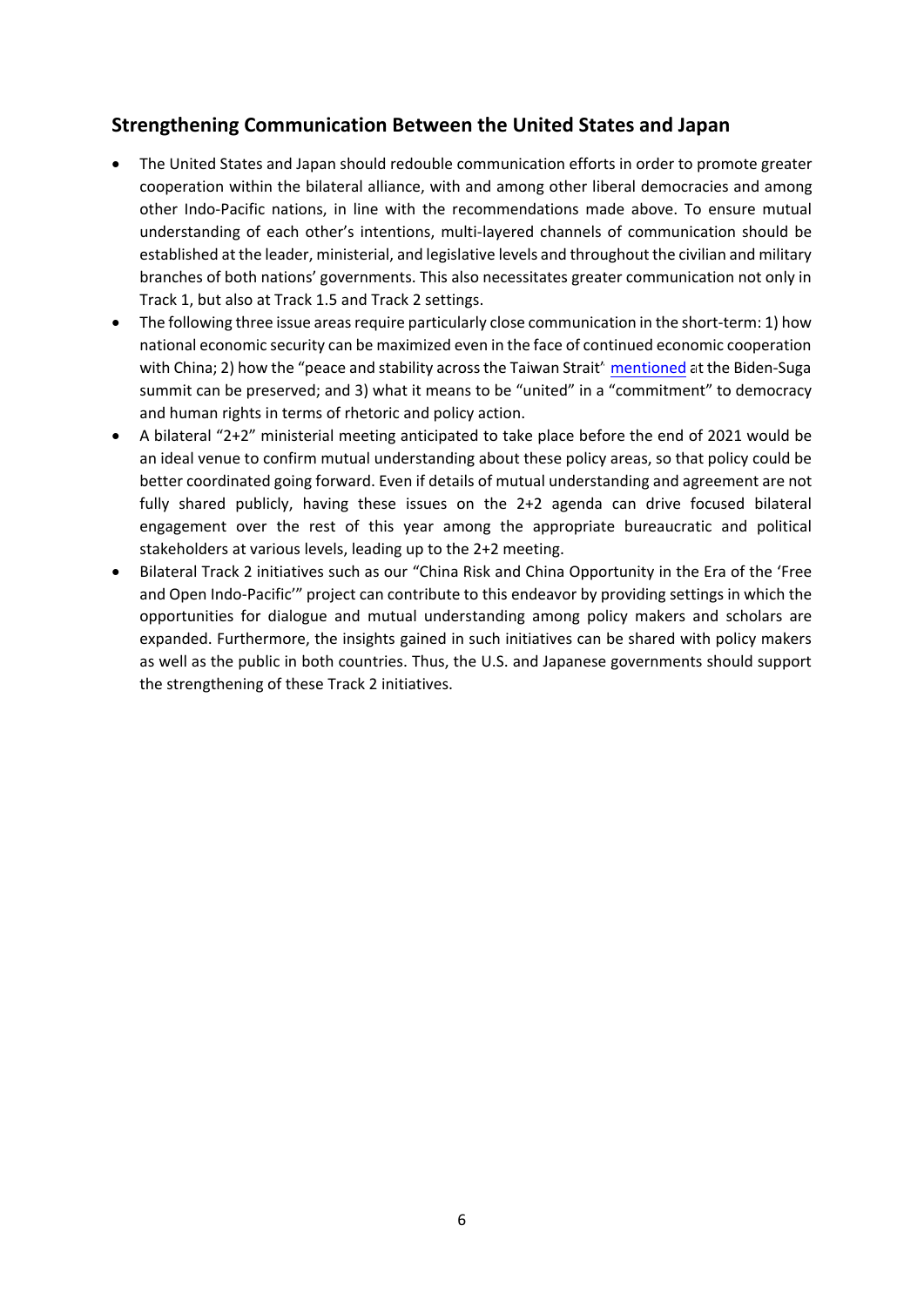## Strengthening Communication Between the United States and Japan

- The United States and Japan should redouble communication efforts in order to promote greater cooperation within the bilateral alliance, with and among other liberal democracies and among other Indo-Pacific nations, in line with the recommendations made above. To ensure mutual understanding of each other's intentions, multi-layered channels of communication should be established at the leader, ministerial, and legislative levels and throughout the civilian and military branches of both nations' governments. This also necessitates greater communication not only in Track 1, but also at Track 1.5 and Track 2 settings.
- The following three issue areas require particularly close communication in the short-term: 1) how national economic security can be maximized even in the face of continued economic cooperation with China; 2) how the "peace and stability across the Taiwan Strait" mentioned at the Biden-Suga summit can be preserved; and 3) what it means to be "united" in a "commitment" to democracy and human rights in terms of rhetoric and policy action.
- A bilateral "2+2" ministerial meeting anticipated to take place before the end of 2021 would be an ideal venue to confirm mutual understanding about these policy areas, so that policy could be better coordinated going forward. Even if details of mutual understanding and agreement are not fully shared publicly, having these issues on the 2+2 agenda can drive focused bilateral engagement over the rest of this year among the appropriate bureaucratic and political stakeholders at various levels, leading up to the 2+2 meeting.
- Bilateral Track 2 initiatives such as our "China Risk and China Opportunity in the Era of the 'Free and Open Indo-Pacific'" project can contribute to this endeavor by providing settings in which the opportunities for dialogue and mutual understanding among policy makers and scholars are expanded. Furthermore, the insights gained in such initiatives can be shared with policy makers as well as the public in both countries. Thus, the U.S. and Japanese governments should support the strengthening of these Track 2 initiatives.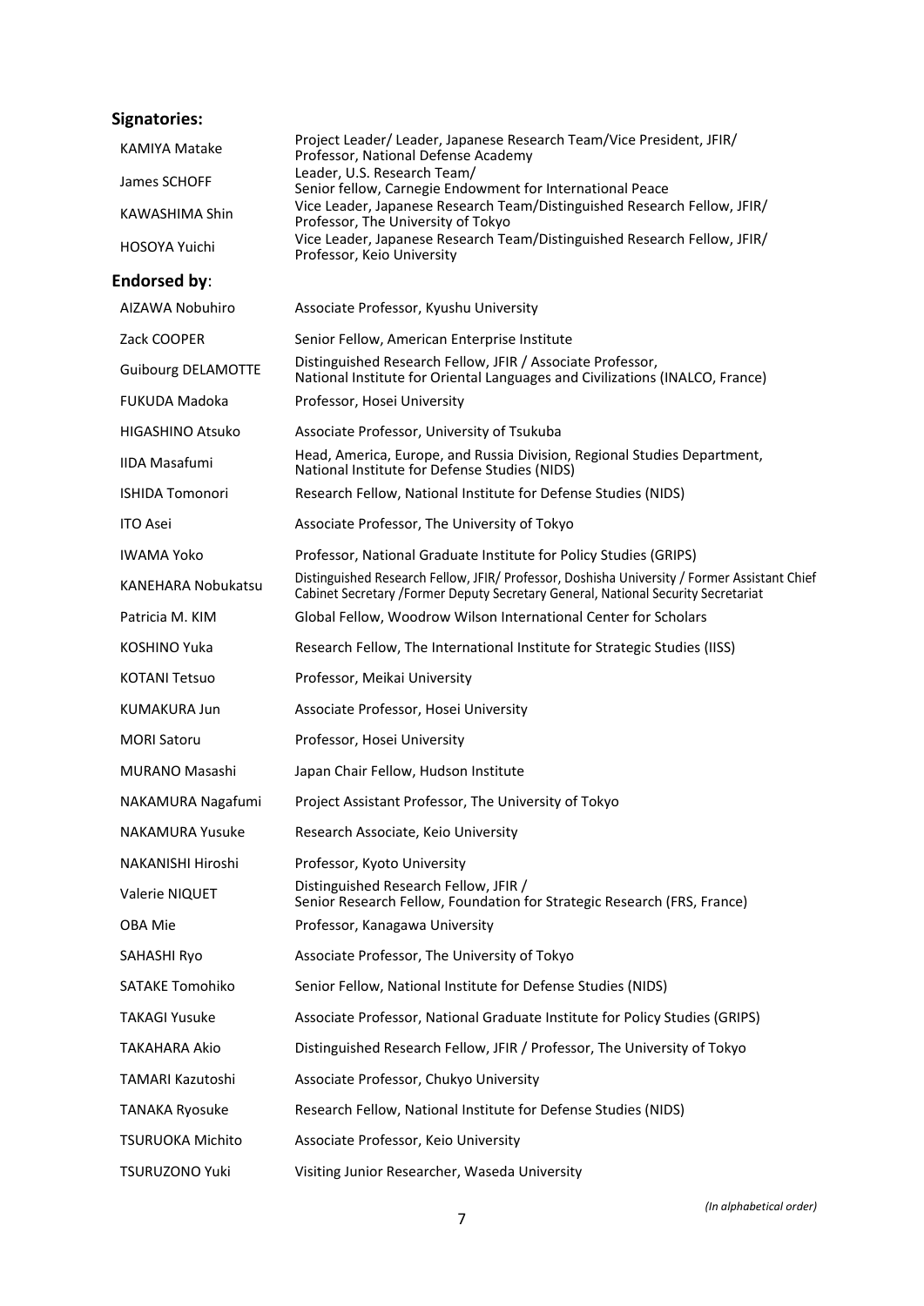## Signatories:

| | |
|---|---|
| KAMIYA Matake | Project Leader/ Leader, Japanese Research Team/Vice President, JFIR/ Professor, National Defense Academy |
| James SCHOFF | Leader, U.S. Research Team/ Senior fellow, Carnegie Endowment for International Peace |
| KAWASHIMA Shin | Vice Leader, Japanese Research Team/Distinguished Research Fellow, JFIR/ Professor, The University of Tokyo |
| HOSOYA Yuichi | Vice Leader, Japanese Research Team/Distinguished Research Fellow, JFIR/ Professor, Keio University |

## Endorsed by:

| | |
|---|---|
| AIZAWA Nobuhiro | Associate Professor, Kyushu University |
| Zack COOPER | Senior Fellow, American Enterprise Institute |
| Guibourg DELAMOTTE | Distinguished Research Fellow, JFIR / Associate Professor, National Institute for Oriental Languages and Civilizations (INALCO, France) |
| FUKUDA Madoka | Professor, Hosei University |
| HIGASHINO Atsuko | Associate Professor, University of Tsukuba |
| IIDA Masafumi | Head, America, Europe, and Russia Division, Regional Studies Department, National Institute for Defense Studies (NIDS) |
| ISHIDA Tomonori | Research Fellow, National Institute for Defense Studies (NIDS) |
| ITO Asei | Associate Professor, The University of Tokyo |
| IWAMA Yoko | Professor, National Graduate Institute for Policy Studies (GRIPS) |
| KANEHARA Nobukatsu | Distinguished Research Fellow, JFIR/ Professor, Doshisha University / Former Assistant Chief Cabinet Secretary /Former Deputy Secretary General, National Security Secretariat |
| Patricia M. KIM | Global Fellow, Woodrow Wilson International Center for Scholars |
| KOSHINO Yuka | Research Fellow, The International Institute for Strategic Studies (IISS) |
| KOTANI Tetsuo | Professor, Meikai University |
| KUMAKURA Jun | Associate Professor, Hosei University |
| MORI Satoru | Professor, Hosei University |
| MURANO Masashi | Japan Chair Fellow, Hudson Institute |
| NAKAMURA Nagafumi | Project Assistant Professor, The University of Tokyo |
| NAKAMURA Yusuke | Research Associate, Keio University |
| NAKANISHI Hiroshi | Professor, Kyoto University |
| Valerie NIQUET | Distinguished Research Fellow, JFIR / Senior Research Fellow, Foundation for Strategic Research (FRS, France) |
| OBA Mie | Professor, Kanagawa University |
| SAHASHI Ryo | Associate Professor, The University of Tokyo |
| SATAKE Tomohiko | Senior Fellow, National Institute for Defense Studies (NIDS) |
| TAKAGI Yusuke | Associate Professor, National Graduate Institute for Policy Studies (GRIPS) |
| TAKAHARA Akio | Distinguished Research Fellow, JFIR / Professor, The University of Tokyo |
| TAMARI Kazutoshi | Associate Professor, Chukyo University |
| TANAKA Ryosuke | Research Fellow, National Institute for Defense Studies (NIDS) |
| TSURUOKA Michito | Associate Professor, Keio University |
| TSURUZONO Yuki | Visiting Junior Researcher, Waseda University |

*(In alphabetical order)*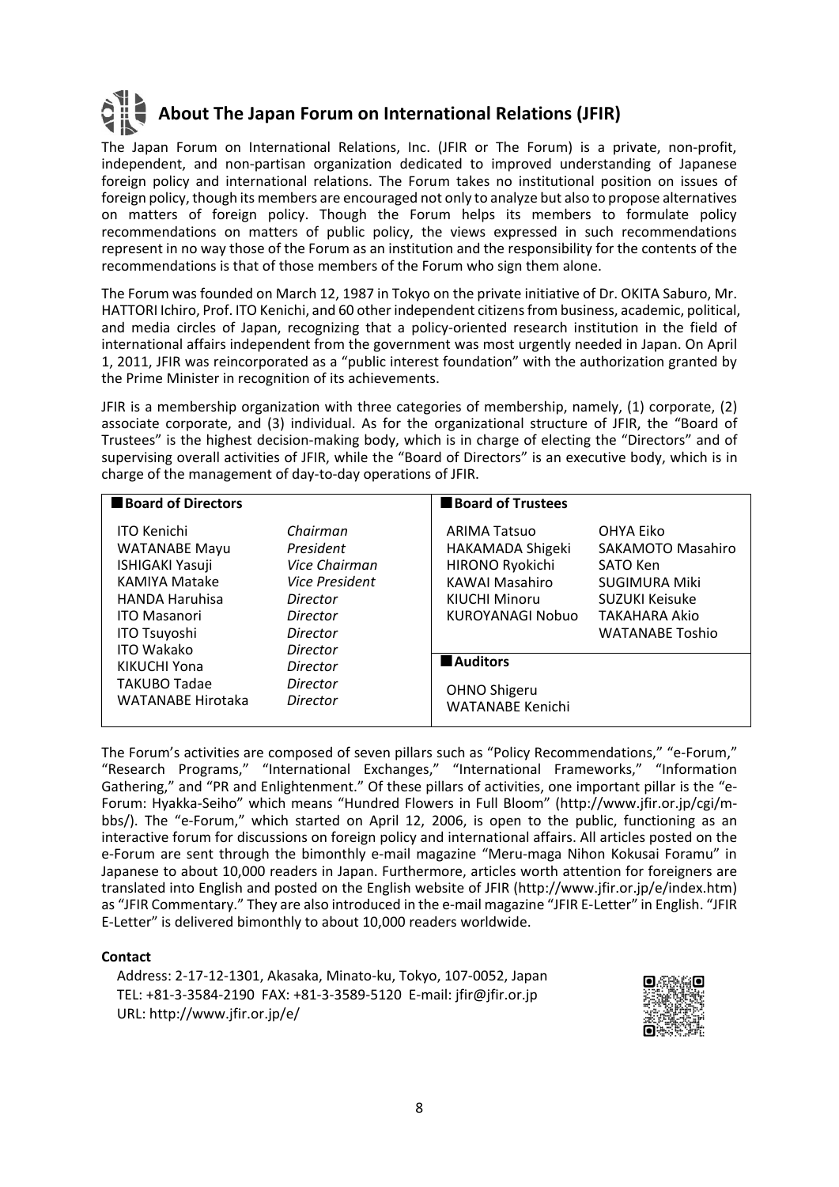# About The Japan Forum on International Relations (JFIR)

The Japan Forum on International Relations, Inc. (JFIR or The Forum) is a private, non-profit, independent, and non-partisan organization dedicated to improved understanding of Japanese foreign policy and international relations. The Forum takes no institutional position on issues of foreign policy, though its members are encouraged not only to analyze but also to propose alternatives on matters of foreign policy. Though the Forum helps its members to formulate policy recommendations on matters of public policy, the views expressed in such recommendations represent in no way those of the Forum as an institution and the responsibility for the contents of the recommendations is that of those members of the Forum who sign them alone.

The Forum was founded on March 12, 1987 in Tokyo on the private initiative of Dr. OKITA Saburo, Mr. HATTORI Ichiro, Prof. ITO Kenichi, and 60 other independent citizens from business, academic, political, and media circles of Japan, recognizing that a policy-oriented research institution in the field of international affairs independent from the government was most urgently needed in Japan. On April 1, 2011, JFIR was reincorporated as a "public interest foundation" with the authorization granted by the Prime Minister in recognition of its achievements.

JFIR is a membership organization with three categories of membership, namely, (1) corporate, (2) associate corporate, and (3) individual. As for the organizational structure of JFIR, the "Board of Trustees" is the highest decision-making body, which is in charge of electing the "Directors" and of supervising overall activities of JFIR, while the "Board of Directors" is an executive body, which is in charge of the management of day-to-day operations of JFIR.

**■Board of Directors**

| Name | Position |
|---|---|
| ITO Kenichi | *Chairman* |
| WATANABE Mayu | *President* |
| ISHIGAKI Yasuji | *Vice Chairman* |
| KAMIYA Matake | *Vice President* |
| HANDA Haruhisa | *Director* |
| ITO Masanori | *Director* |
| ITO Tsuyoshi | *Director* |
| ITO Wakako | *Director* |
| KIKUCHI Yona | *Director* |
| TAKUBO Tadae | *Director* |
| WATANABE Hirotaka | *Director* |

**■Board of Trustees**

| | |
|---|---|
| ARIMA Tatsuo | OHYA Eiko |
| HAKAMADA Shigeki | SAKAMOTO Masahiro |
| HIRONO Ryokichi | SATO Ken |
| KAWAI Masahiro | SUGIMURA Miki |
| KIUCHI Minoru | SUZUKI Keisuke |
| KUROYANAGI Nobuo | TAKAHARA Akio |
| | WATANABE Toshio |

**■Auditors**

OHNO Shigeru
WATANABE Kenichi

The Forum's activities are composed of seven pillars such as "Policy Recommendations," "e-Forum," "Research Programs," "International Exchanges," "International Frameworks," "Information Gathering," and "PR and Enlightenment." Of these pillars of activities, one important pillar is the "e-Forum: Hyakka-Seiho" which means "Hundred Flowers in Full Bloom" (http://www.jfir.or.jp/cgi/m-bbs/). The "e-Forum," which started on April 12, 2006, is open to the public, functioning as an interactive forum for discussions on foreign policy and international affairs. All articles posted on the e-Forum are sent through the bimonthly e-mail magazine "Meru-maga Nihon Kokusai Foramu" in Japanese to about 10,000 readers in Japan. Furthermore, articles worth attention for foreigners are translated into English and posted on the English website of JFIR (http://www.jfir.or.jp/e/index.htm) as "JFIR Commentary." They are also introduced in the e-mail magazine "JFIR E-Letter" in English. "JFIR E-Letter" is delivered bimonthly to about 10,000 readers worldwide.

**Contact**

Address: 2-17-12-1301, Akasaka, Minato-ku, Tokyo, 107-0052, Japan
TEL: +81-3-3584-2190 FAX: +81-3-3589-5120 E-mail: jfir@jfir.or.jp
URL: http://www.jfir.or.jp/e/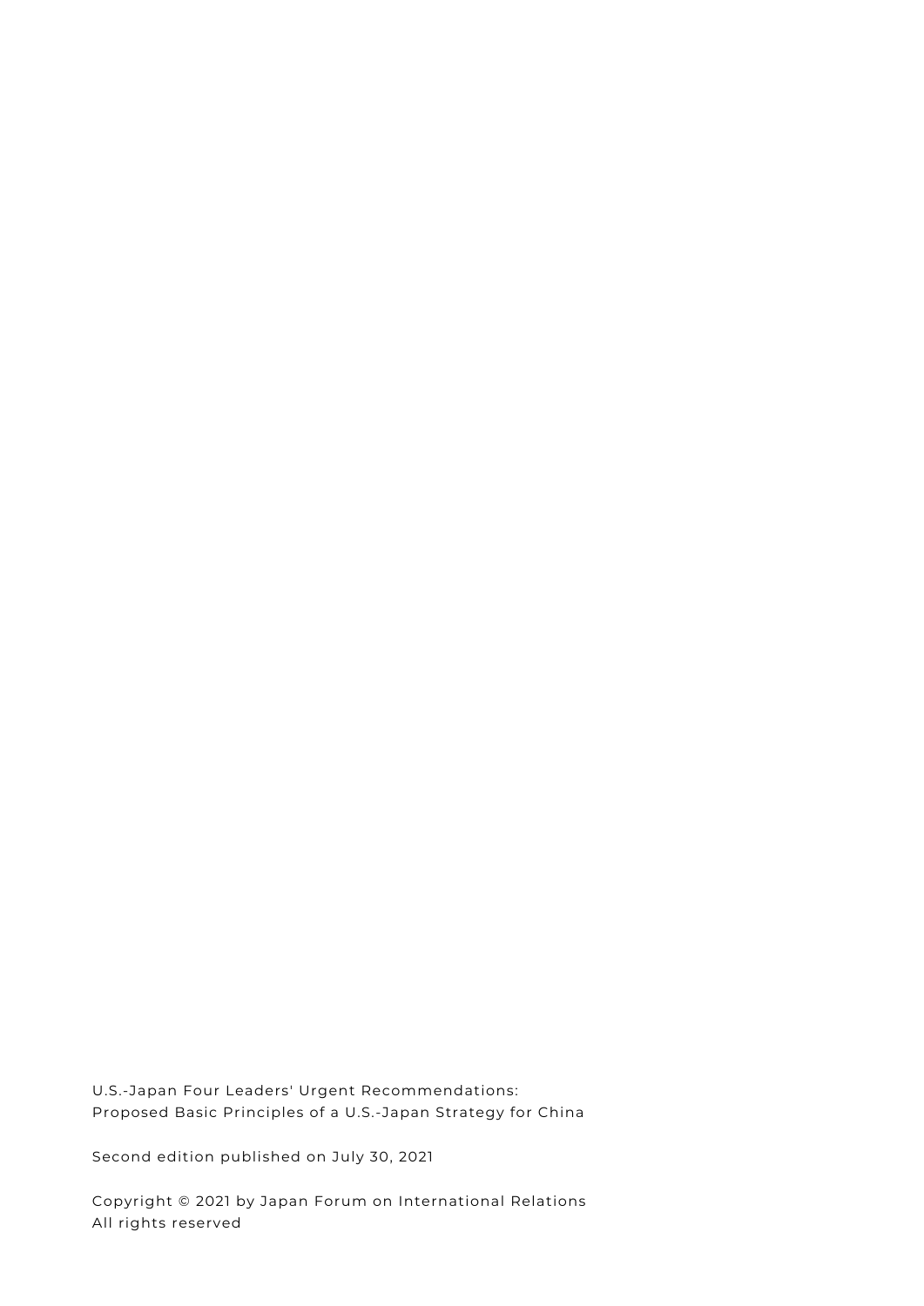U.S.-Japan Four Leaders' Urgent Recommendations:
Proposed Basic Principles of a U.S.-Japan Strategy for China

Second edition published on July 30, 2021

Copyright © 2021 by Japan Forum on International Relations
All rights reserved